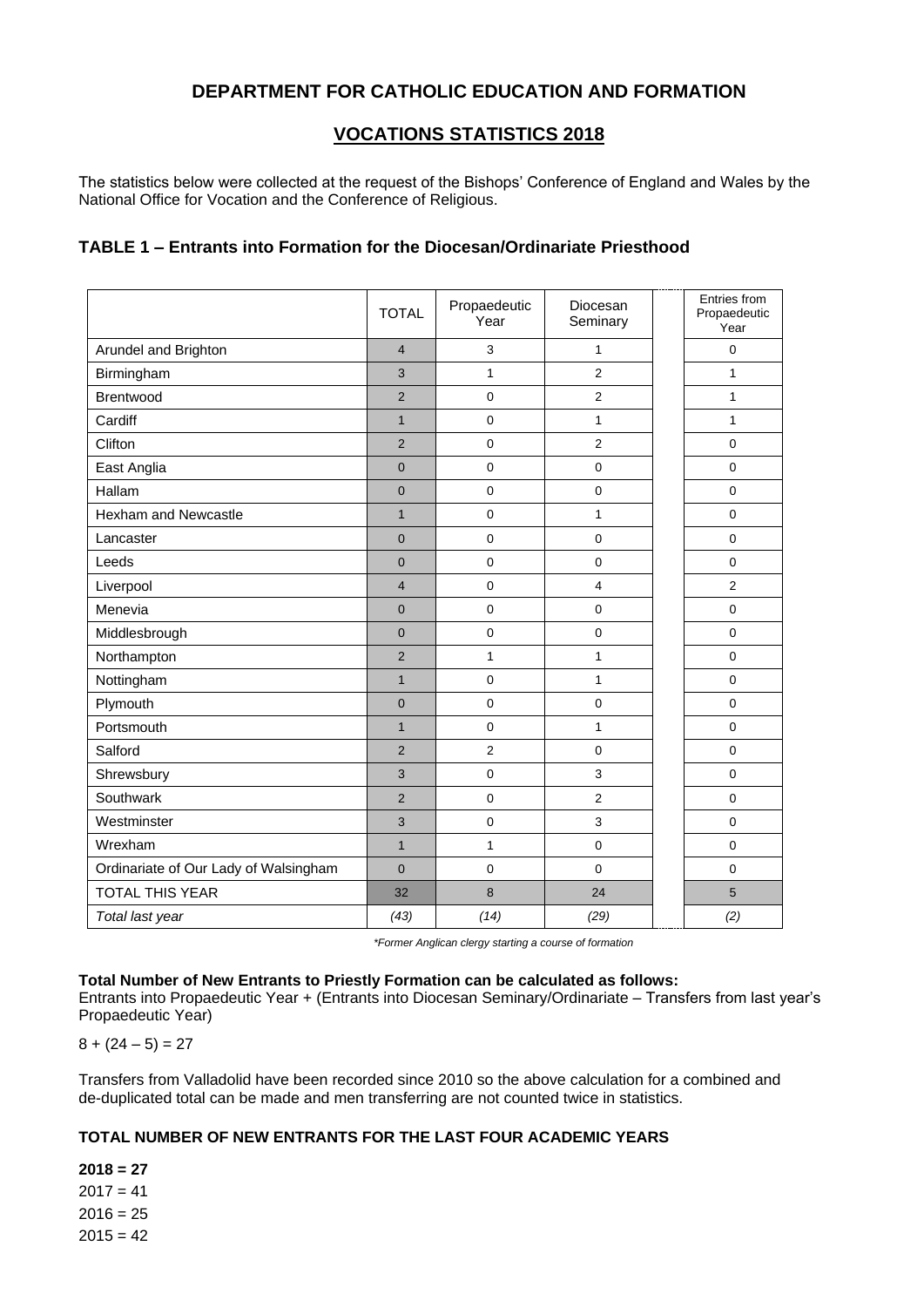## DEPARTMENT FOR CATHOLIC EDUCATION AND FORMATION

## VOCATIONS STATISTICS 2018

The statistics below were collected at the request of the Bishops' Conference of England and Wales by the National Office for Vocation and the Conference of Religious.

### TABLE 1 – Entrants into Formation for the Diocesan/Ordinariate Priesthood

| | TOTAL | Propaedeutic Year | Diocesan Seminary | | Entries from Propaedeutic Year |
|---|---|---|---|---|---|
| Arundel and Brighton | 4 | 3 | 1 | | 0 |
| Birmingham | 3 | 1 | 2 | | 1 |
| Brentwood | 2 | 0 | 2 | | 1 |
| Cardiff | 1 | 0 | 1 | | 1 |
| Clifton | 2 | 0 | 2 | | 0 |
| East Anglia | 0 | 0 | 0 | | 0 |
| Hallam | 0 | 0 | 0 | | 0 |
| Hexham and Newcastle | 1 | 0 | 1 | | 0 |
| Lancaster | 0 | 0 | 0 | | 0 |
| Leeds | 0 | 0 | 0 | | 0 |
| Liverpool | 4 | 0 | 4 | | 2 |
| Menevia | 0 | 0 | 0 | | 0 |
| Middlesbrough | 0 | 0 | 0 | | 0 |
| Northampton | 2 | 1 | 1 | | 0 |
| Nottingham | 1 | 0 | 1 | | 0 |
| Plymouth | 0 | 0 | 0 | | 0 |
| Portsmouth | 1 | 0 | 1 | | 0 |
| Salford | 2 | 2 | 0 | | 0 |
| Shrewsbury | 3 | 0 | 3 | | 0 |
| Southwark | 2 | 0 | 2 | | 0 |
| Westminster | 3 | 0 | 3 | | 0 |
| Wrexham | 1 | 1 | 0 | | 0 |
| Ordinariate of Our Lady of Walsingham | 0 | 0 | 0 | | 0 |
| TOTAL THIS YEAR | 32 | 8 | 24 | | 5 |
| *Total last year* | *(43)* | *(14)* | *(29)* | | *(2)* |

*\*Former Anglican clergy starting a course of formation*

**Total Number of New Entrants to Priestly Formation can be calculated as follows:**
Entrants into Propaedeutic Year + (Entrants into Diocesan Seminary/Ordinariate – Transfers from last year's Propaedeutic Year)

8 + (24 – 5) = 27

Transfers from Valladolid have been recorded since 2010 so the above calculation for a combined and de-duplicated total can be made and men transferring are not counted twice in statistics.

#### TOTAL NUMBER OF NEW ENTRANTS FOR THE LAST FOUR ACADEMIC YEARS

**2018 = 27**
2017 = 41
2016 = 25
2015 = 42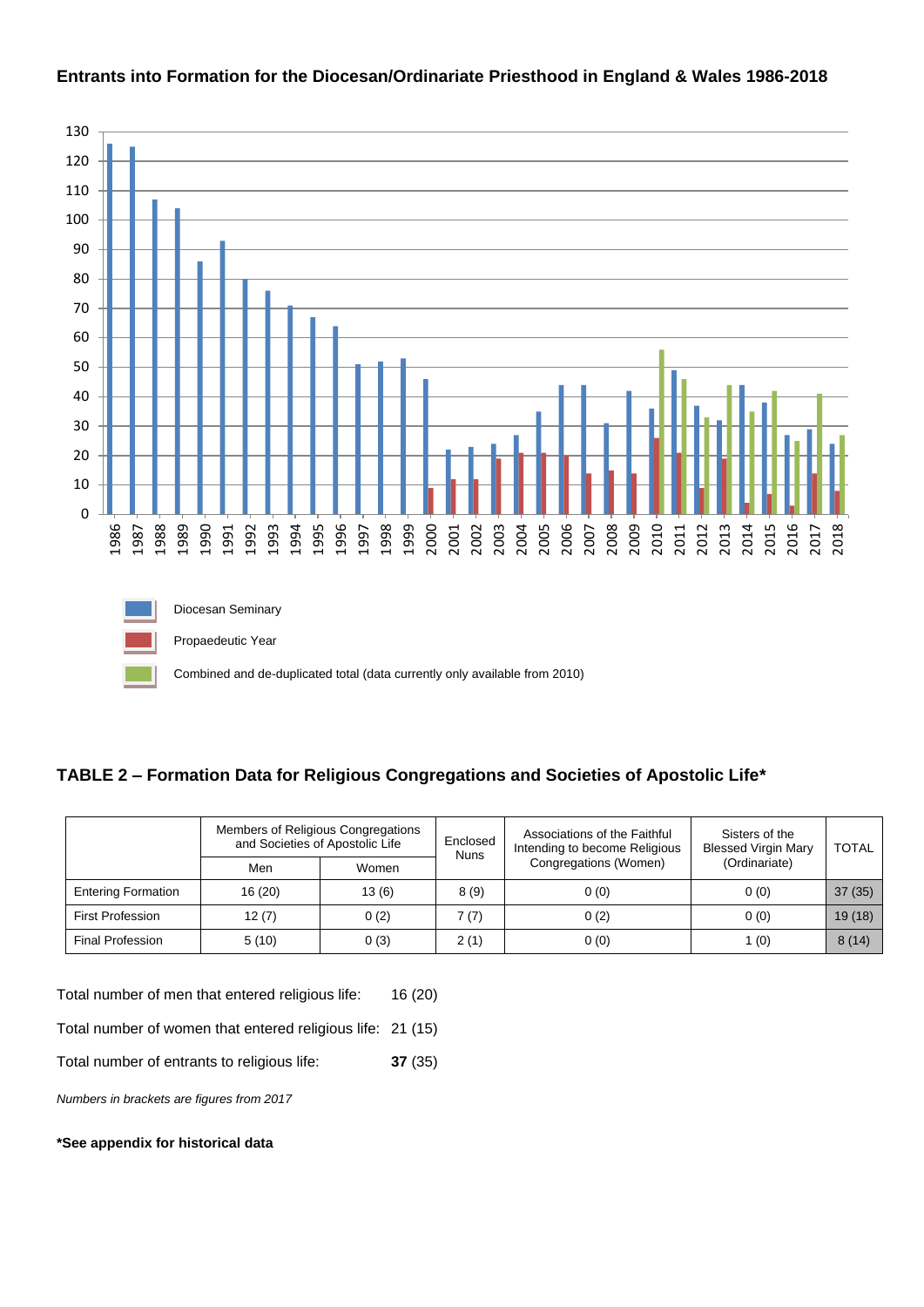**Entrants into Formation for the Diocesan/Ordinariate Priesthood in England & Wales 1986-2018**

Diocesan Seminary

Propaedeutic Year

Combined and de-duplicated total (data currently only available from 2010)

## TABLE 2 – Formation Data for Religious Congregations and Societies of Apostolic Life*

| | Members of Religious Congregations and Societies of Apostolic Life | | Enclosed Nuns | Associations of the Faithful Intending to become Religious Congregations (Women) | Sisters of the Blessed Virgin Mary (Ordinariate) | TOTAL |
|---|---|---|---|---|---|---|
| | Men | Women | | | | |
| Entering Formation | 16 (20) | 13 (6) | 8 (9) | 0 (0) | 0 (0) | 37 (35) |
| First Profession | 12 (7) | 0 (2) | 7 (7) | 0 (2) | 0 (0) | 19 (18) |
| Final Profession | 5 (10) | 0 (3) | 2 (1) | 0 (0) | 1 (0) | 8 (14) |

Total number of men that entered religious life: 16 (20)

Total number of women that entered religious life: 21 (15)

Total number of entrants to religious life: **37** (35)

*Numbers in brackets are figures from 2017*

***See appendix for historical data**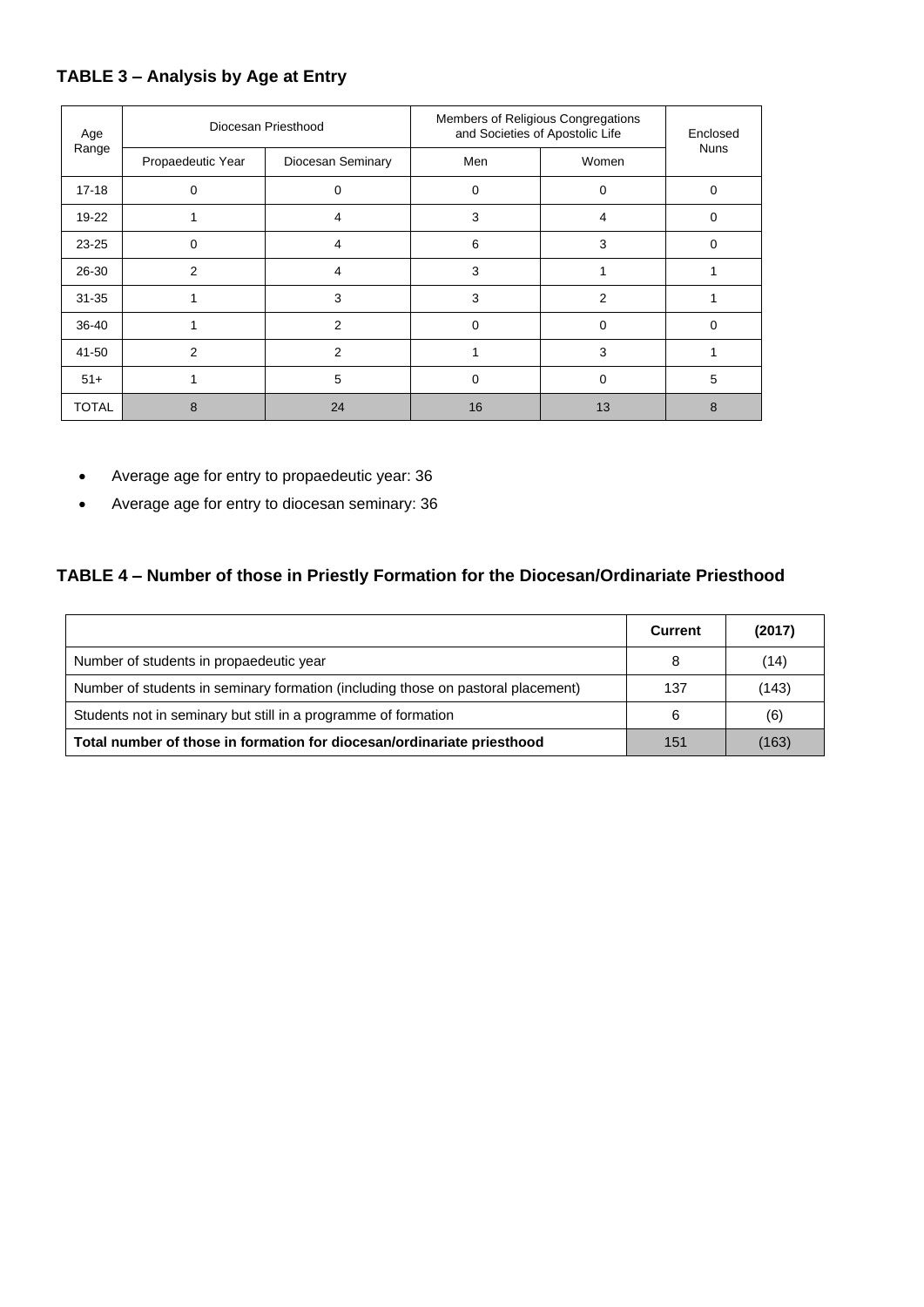## TABLE 3 – Analysis by Age at Entry

| Age Range | Diocesan Priesthood | | Members of Religious Congregations and Societies of Apostolic Life | | Enclosed Nuns |
|---|---|---|---|---|---|
| | Propaedeutic Year | Diocesan Seminary | Men | Women | |
| 17-18 | 0 | 0 | 0 | 0 | 0 |
| 19-22 | 1 | 4 | 3 | 4 | 0 |
| 23-25 | 0 | 4 | 6 | 3 | 0 |
| 26-30 | 2 | 4 | 3 | 1 | 1 |
| 31-35 | 1 | 3 | 3 | 2 | 1 |
| 36-40 | 1 | 2 | 0 | 0 | 0 |
| 41-50 | 2 | 2 | 1 | 3 | 1 |
| 51+ | 1 | 5 | 0 | 0 | 5 |
| TOTAL | 8 | 24 | 16 | 13 | 8 |

- Average age for entry to propaedeutic year: 36
- Average age for entry to diocesan seminary: 36

## TABLE 4 – Number of those in Priestly Formation for the Diocesan/Ordinariate Priesthood

| | **Current** | **(2017)** |
|---|---|---|
| Number of students in propaedeutic year | 8 | (14) |
| Number of students in seminary formation (including those on pastoral placement) | 137 | (143) |
| Students not in seminary but still in a programme of formation | 6 | (6) |
| **Total number of those in formation for diocesan/ordinariate priesthood** | 151 | (163) |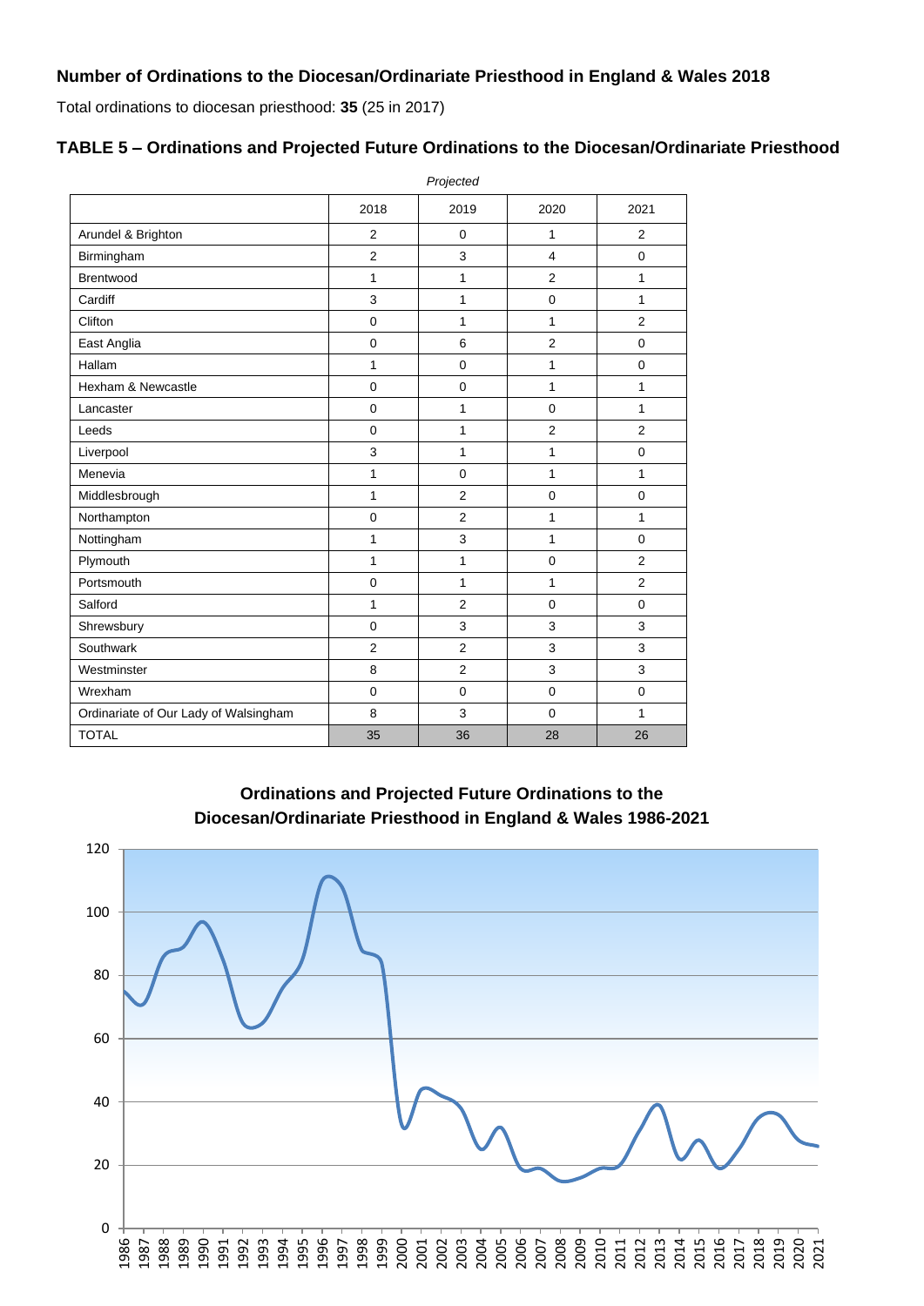## Number of Ordinations to the Diocesan/Ordinariate Priesthood in England & Wales 2018

Total ordinations to diocesan priesthood: **35** (25 in 2017)

### TABLE 5 – Ordinations and Projected Future Ordinations to the Diocesan/Ordinariate Priesthood

| | 2018 | *Projected* 2019 | 2020 | 2021 |
|---|---|---|---|---|
| Arundel & Brighton | 2 | 0 | 1 | 2 |
| Birmingham | 2 | 3 | 4 | 0 |
| Brentwood | 1 | 1 | 2 | 1 |
| Cardiff | 3 | 1 | 0 | 1 |
| Clifton | 0 | 1 | 1 | 2 |
| East Anglia | 0 | 6 | 2 | 0 |
| Hallam | 1 | 0 | 1 | 0 |
| Hexham & Newcastle | 0 | 0 | 1 | 1 |
| Lancaster | 0 | 1 | 0 | 1 |
| Leeds | 0 | 1 | 2 | 2 |
| Liverpool | 3 | 1 | 1 | 0 |
| Menevia | 1 | 0 | 1 | 1 |
| Middlesbrough | 1 | 2 | 0 | 0 |
| Northampton | 0 | 2 | 1 | 1 |
| Nottingham | 1 | 3 | 1 | 0 |
| Plymouth | 1 | 1 | 0 | 2 |
| Portsmouth | 0 | 1 | 1 | 2 |
| Salford | 1 | 2 | 0 | 0 |
| Shrewsbury | 0 | 3 | 3 | 3 |
| Southwark | 2 | 2 | 3 | 3 |
| Westminster | 8 | 2 | 3 | 3 |
| Wrexham | 0 | 0 | 0 | 0 |
| Ordinariate of Our Lady of Walsingham | 8 | 3 | 0 | 1 |
| TOTAL | 35 | 36 | 28 | 26 |

**Ordinations and Projected Future Ordinations to the Diocesan/Ordinariate Priesthood in England & Wales 1986-2021**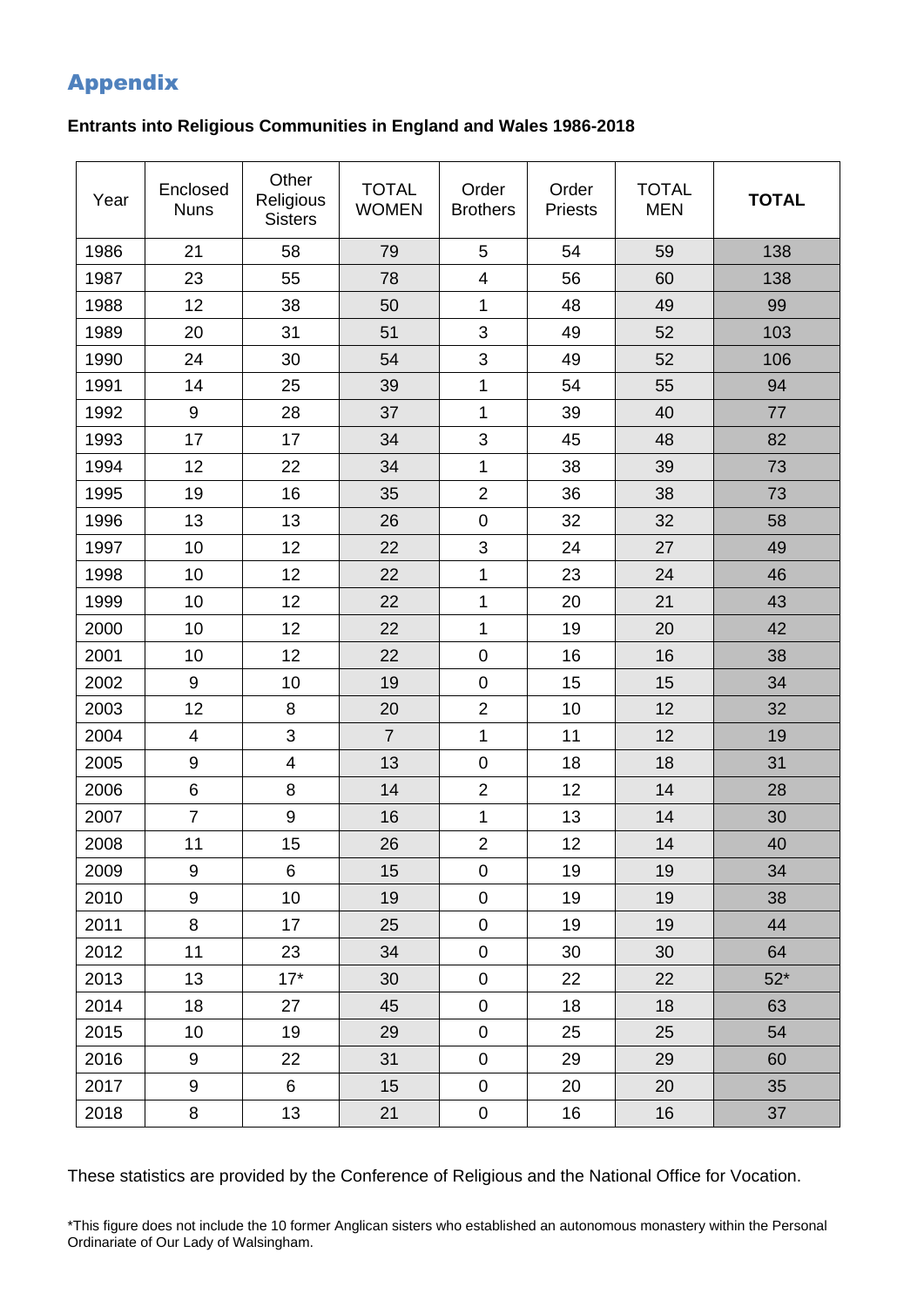## Appendix

**Entrants into Religious Communities in England and Wales 1986-2018**

| Year | Enclosed Nuns | Other Religious Sisters | TOTAL WOMEN | Order Brothers | Order Priests | TOTAL MEN | **TOTAL** |
|---|---|---|---|---|---|---|---|
| 1986 | 21 | 58 | 79 | 5 | 54 | 59 | 138 |
| 1987 | 23 | 55 | 78 | 4 | 56 | 60 | 138 |
| 1988 | 12 | 38 | 50 | 1 | 48 | 49 | 99 |
| 1989 | 20 | 31 | 51 | 3 | 49 | 52 | 103 |
| 1990 | 24 | 30 | 54 | 3 | 49 | 52 | 106 |
| 1991 | 14 | 25 | 39 | 1 | 54 | 55 | 94 |
| 1992 | 9 | 28 | 37 | 1 | 39 | 40 | 77 |
| 1993 | 17 | 17 | 34 | 3 | 45 | 48 | 82 |
| 1994 | 12 | 22 | 34 | 1 | 38 | 39 | 73 |
| 1995 | 19 | 16 | 35 | 2 | 36 | 38 | 73 |
| 1996 | 13 | 13 | 26 | 0 | 32 | 32 | 58 |
| 1997 | 10 | 12 | 22 | 3 | 24 | 27 | 49 |
| 1998 | 10 | 12 | 22 | 1 | 23 | 24 | 46 |
| 1999 | 10 | 12 | 22 | 1 | 20 | 21 | 43 |
| 2000 | 10 | 12 | 22 | 1 | 19 | 20 | 42 |
| 2001 | 10 | 12 | 22 | 0 | 16 | 16 | 38 |
| 2002 | 9 | 10 | 19 | 0 | 15 | 15 | 34 |
| 2003 | 12 | 8 | 20 | 2 | 10 | 12 | 32 |
| 2004 | 4 | 3 | 7 | 1 | 11 | 12 | 19 |
| 2005 | 9 | 4 | 13 | 0 | 18 | 18 | 31 |
| 2006 | 6 | 8 | 14 | 2 | 12 | 14 | 28 |
| 2007 | 7 | 9 | 16 | 1 | 13 | 14 | 30 |
| 2008 | 11 | 15 | 26 | 2 | 12 | 14 | 40 |
| 2009 | 9 | 6 | 15 | 0 | 19 | 19 | 34 |
| 2010 | 9 | 10 | 19 | 0 | 19 | 19 | 38 |
| 2011 | 8 | 17 | 25 | 0 | 19 | 19 | 44 |
| 2012 | 11 | 23 | 34 | 0 | 30 | 30 | 64 |
| 2013 | 13 | 17* | 30 | 0 | 22 | 22 | 52* |
| 2014 | 18 | 27 | 45 | 0 | 18 | 18 | 63 |
| 2015 | 10 | 19 | 29 | 0 | 25 | 25 | 54 |
| 2016 | 9 | 22 | 31 | 0 | 29 | 29 | 60 |
| 2017 | 9 | 6 | 15 | 0 | 20 | 20 | 35 |
| 2018 | 8 | 13 | 21 | 0 | 16 | 16 | 37 |

These statistics are provided by the Conference of Religious and the National Office for Vocation.

*This figure does not include the 10 former Anglican sisters who established an autonomous monastery within the Personal Ordinariate of Our Lady of Walsingham.